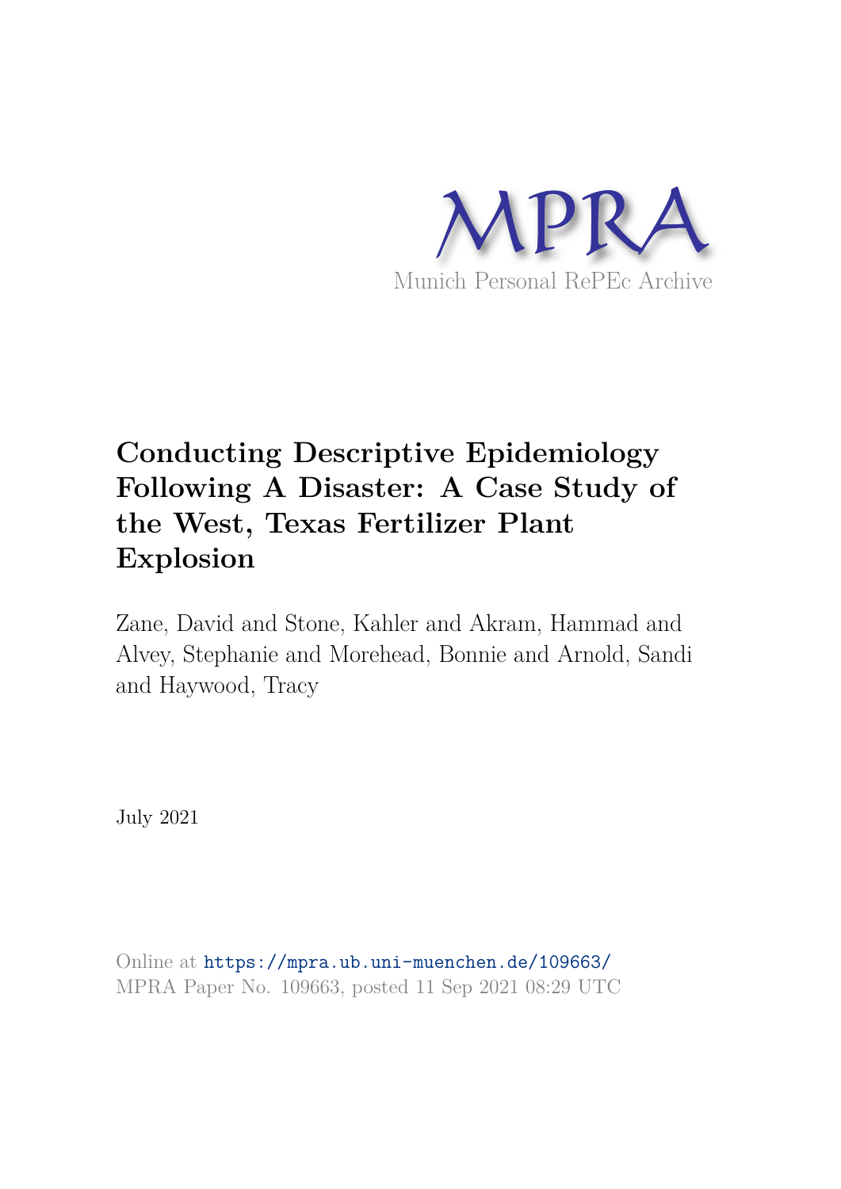MPRA

Munich Personal RePEc Archive

# Conducting Descriptive Epidemiology Following A Disaster: A Case Study of the West, Texas Fertilizer Plant Explosion

Zane, David and Stone, Kahler and Akram, Hammad and Alvey, Stephanie and Morehead, Bonnie and Arnold, Sandi and Haywood, Tracy

July 2021

Online at https://mpra.ub.uni-muenchen.de/109663/
MPRA Paper No. 109663, posted 11 Sep 2021 08:29 UTC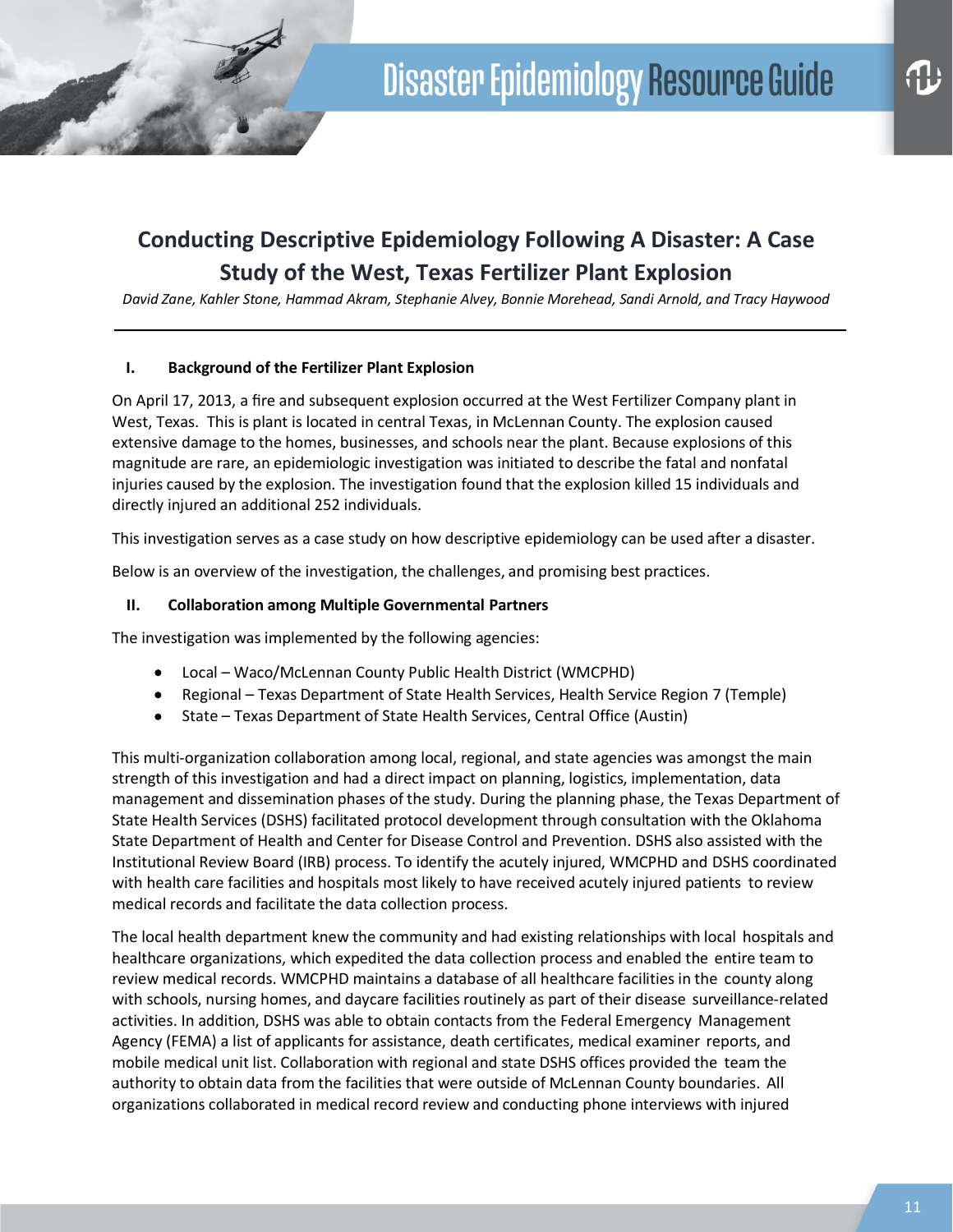## Conducting Descriptive Epidemiology Following A Disaster: A Case Study of the West, Texas Fertilizer Plant Explosion

*David Zane, Kahler Stone, Hammad Akram, Stephanie Alvey, Bonnie Morehead, Sandi Arnold, and Tracy Haywood*

---

### I. Background of the Fertilizer Plant Explosion

On April 17, 2013, a fire and subsequent explosion occurred at the West Fertilizer Company plant in West, Texas. This is plant is located in central Texas, in McLennan County. The explosion caused extensive damage to the homes, businesses, and schools near the plant. Because explosions of this magnitude are rare, an epidemiologic investigation was initiated to describe the fatal and nonfatal injuries caused by the explosion. The investigation found that the explosion killed 15 individuals and directly injured an additional 252 individuals.

This investigation serves as a case study on how descriptive epidemiology can be used after a disaster.

Below is an overview of the investigation, the challenges, and promising best practices.

### II. Collaboration among Multiple Governmental Partners

The investigation was implemented by the following agencies:

- Local – Waco/McLennan County Public Health District (WMCPHD)
- Regional – Texas Department of State Health Services, Health Service Region 7 (Temple)
- State – Texas Department of State Health Services, Central Office (Austin)

This multi-organization collaboration among local, regional, and state agencies was amongst the main strength of this investigation and had a direct impact on planning, logistics, implementation, data management and dissemination phases of the study. During the planning phase, the Texas Department of State Health Services (DSHS) facilitated protocol development through consultation with the Oklahoma State Department of Health and Center for Disease Control and Prevention. DSHS also assisted with the Institutional Review Board (IRB) process. To identify the acutely injured, WMCPHD and DSHS coordinated with health care facilities and hospitals most likely to have received acutely injured patients to review medical records and facilitate the data collection process.

The local health department knew the community and had existing relationships with local hospitals and healthcare organizations, which expedited the data collection process and enabled the entire team to review medical records. WMCPHD maintains a database of all healthcare facilities in the county along with schools, nursing homes, and daycare facilities routinely as part of their disease surveillance-related activities. In addition, DSHS was able to obtain contacts from the Federal Emergency Management Agency (FEMA) a list of applicants for assistance, death certificates, medical examiner reports, and mobile medical unit list. Collaboration with regional and state DSHS offices provided the team the authority to obtain data from the facilities that were outside of McLennan County boundaries. All organizations collaborated in medical record review and conducting phone interviews with injured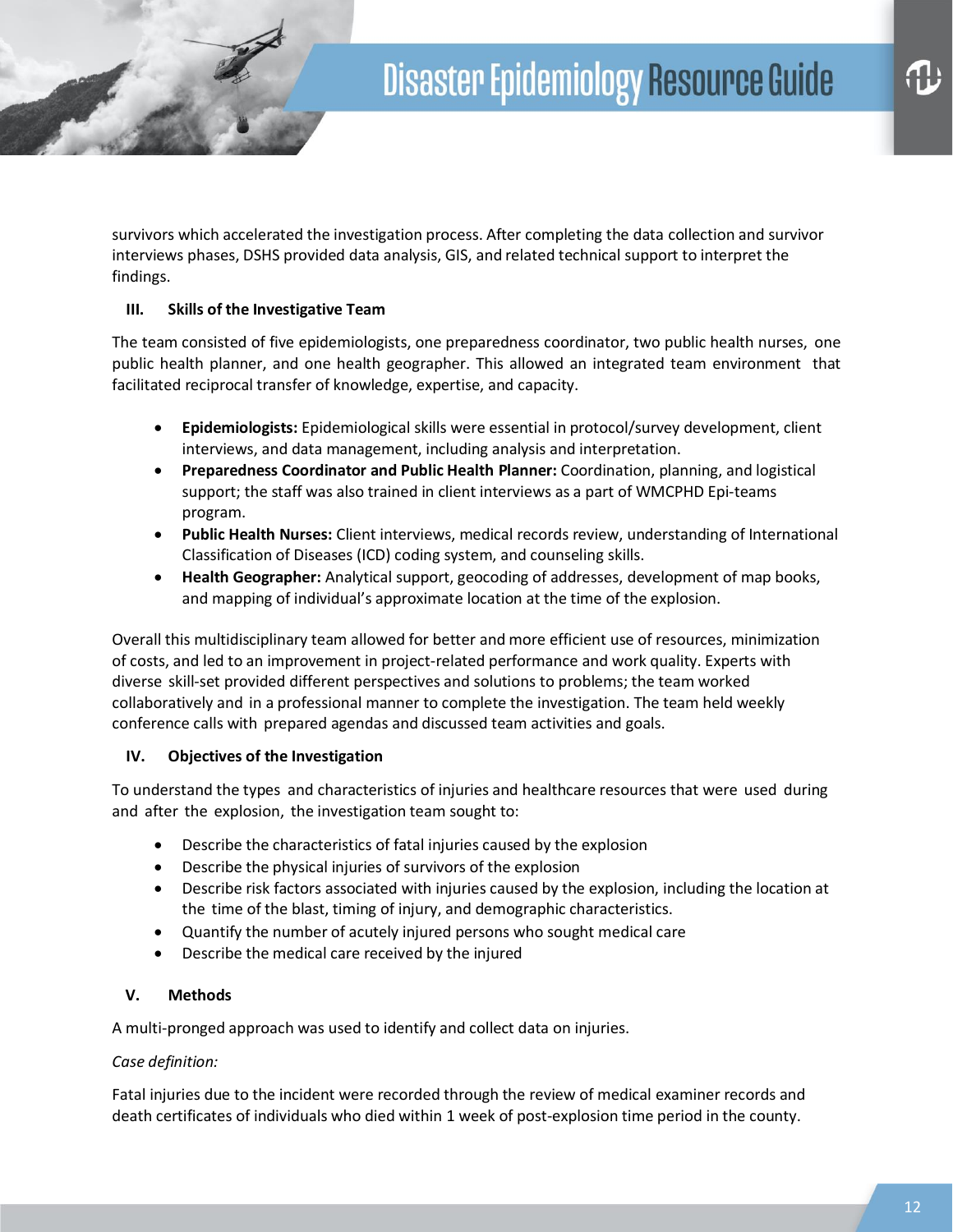survivors which accelerated the investigation process. After completing the data collection and survivor interviews phases, DSHS provided data analysis, GIS, and related technical support to interpret the findings.

### III. Skills of the Investigative Team

The team consisted of five epidemiologists, one preparedness coordinator, two public health nurses, one public health planner, and one health geographer. This allowed an integrated team environment that facilitated reciprocal transfer of knowledge, expertise, and capacity.

- **Epidemiologists:** Epidemiological skills were essential in protocol/survey development, client interviews, and data management, including analysis and interpretation.
- **Preparedness Coordinator and Public Health Planner:** Coordination, planning, and logistical support; the staff was also trained in client interviews as a part of WMCPHD Epi-teams program.
- **Public Health Nurses:** Client interviews, medical records review, understanding of International Classification of Diseases (ICD) coding system, and counseling skills.
- **Health Geographer:** Analytical support, geocoding of addresses, development of map books, and mapping of individual's approximate location at the time of the explosion.

Overall this multidisciplinary team allowed for better and more efficient use of resources, minimization of costs, and led to an improvement in project-related performance and work quality. Experts with diverse skill-set provided different perspectives and solutions to problems; the team worked collaboratively and in a professional manner to complete the investigation. The team held weekly conference calls with prepared agendas and discussed team activities and goals.

### IV. Objectives of the Investigation

To understand the types and characteristics of injuries and healthcare resources that were used during and after the explosion, the investigation team sought to:

- Describe the characteristics of fatal injuries caused by the explosion
- Describe the physical injuries of survivors of the explosion
- Describe risk factors associated with injuries caused by the explosion, including the location at the time of the blast, timing of injury, and demographic characteristics.
- Quantify the number of acutely injured persons who sought medical care
- Describe the medical care received by the injured

### V. Methods

A multi-pronged approach was used to identify and collect data on injuries.

*Case definition:*

Fatal injuries due to the incident were recorded through the review of medical examiner records and death certificates of individuals who died within 1 week of post-explosion time period in the county.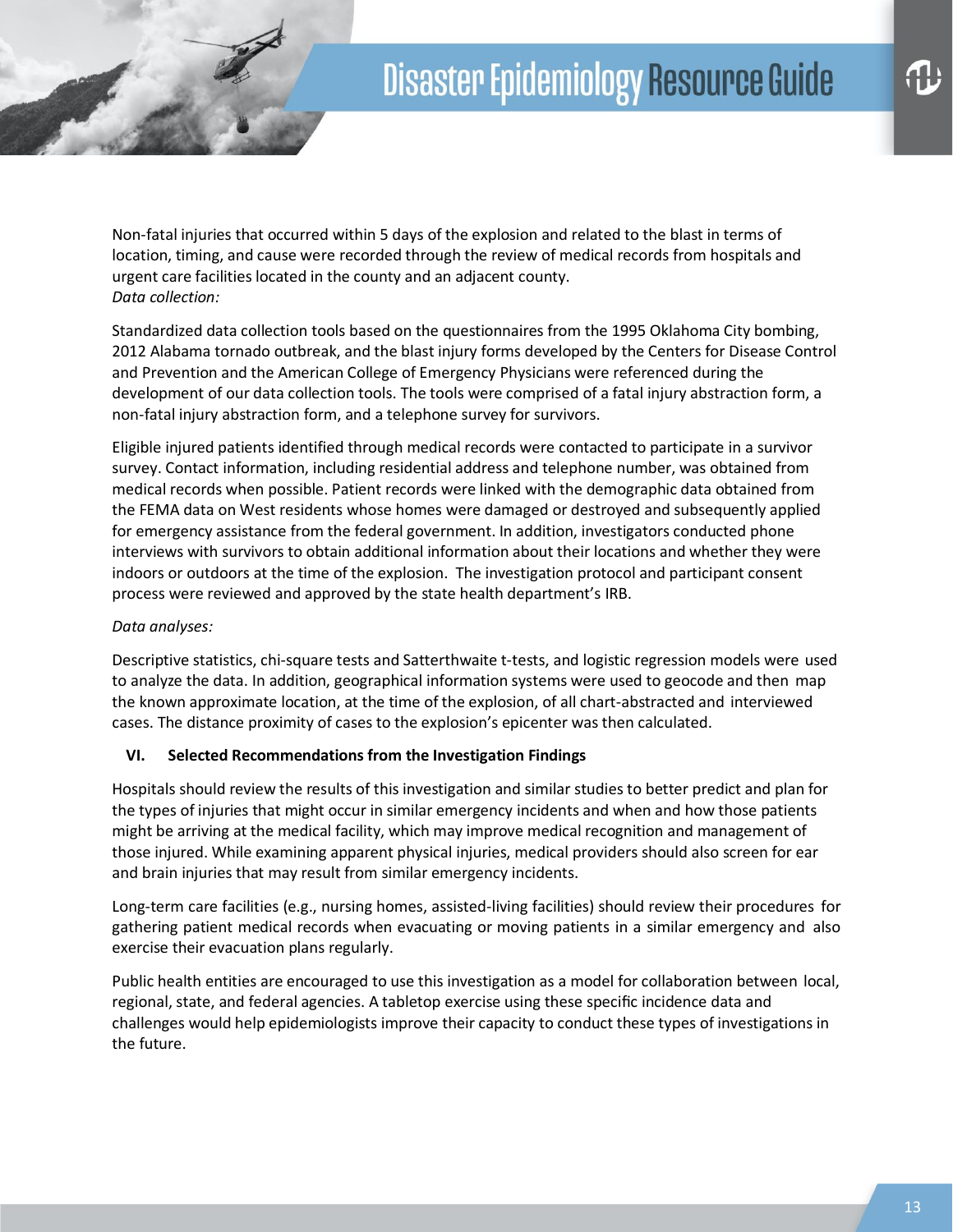Non-fatal injuries that occurred within 5 days of the explosion and related to the blast in terms of location, timing, and cause were recorded through the review of medical records from hospitals and urgent care facilities located in the county and an adjacent county.

*Data collection:*

Standardized data collection tools based on the questionnaires from the 1995 Oklahoma City bombing, 2012 Alabama tornado outbreak, and the blast injury forms developed by the Centers for Disease Control and Prevention and the American College of Emergency Physicians were referenced during the development of our data collection tools. The tools were comprised of a fatal injury abstraction form, a non-fatal injury abstraction form, and a telephone survey for survivors.

Eligible injured patients identified through medical records were contacted to participate in a survivor survey. Contact information, including residential address and telephone number, was obtained from medical records when possible. Patient records were linked with the demographic data obtained from the FEMA data on West residents whose homes were damaged or destroyed and subsequently applied for emergency assistance from the federal government. In addition, investigators conducted phone interviews with survivors to obtain additional information about their locations and whether they were indoors or outdoors at the time of the explosion. The investigation protocol and participant consent process were reviewed and approved by the state health department's IRB.

*Data analyses:*

Descriptive statistics, chi-square tests and Satterthwaite t-tests, and logistic regression models were used to analyze the data. In addition, geographical information systems were used to geocode and then map the known approximate location, at the time of the explosion, of all chart-abstracted and interviewed cases. The distance proximity of cases to the explosion's epicenter was then calculated.

## VI. Selected Recommendations from the Investigation Findings

Hospitals should review the results of this investigation and similar studies to better predict and plan for the types of injuries that might occur in similar emergency incidents and when and how those patients might be arriving at the medical facility, which may improve medical recognition and management of those injured. While examining apparent physical injuries, medical providers should also screen for ear and brain injuries that may result from similar emergency incidents.

Long-term care facilities (e.g., nursing homes, assisted-living facilities) should review their procedures for gathering patient medical records when evacuating or moving patients in a similar emergency and also exercise their evacuation plans regularly.

Public health entities are encouraged to use this investigation as a model for collaboration between local, regional, state, and federal agencies. A tabletop exercise using these specific incidence data and challenges would help epidemiologists improve their capacity to conduct these types of investigations in the future.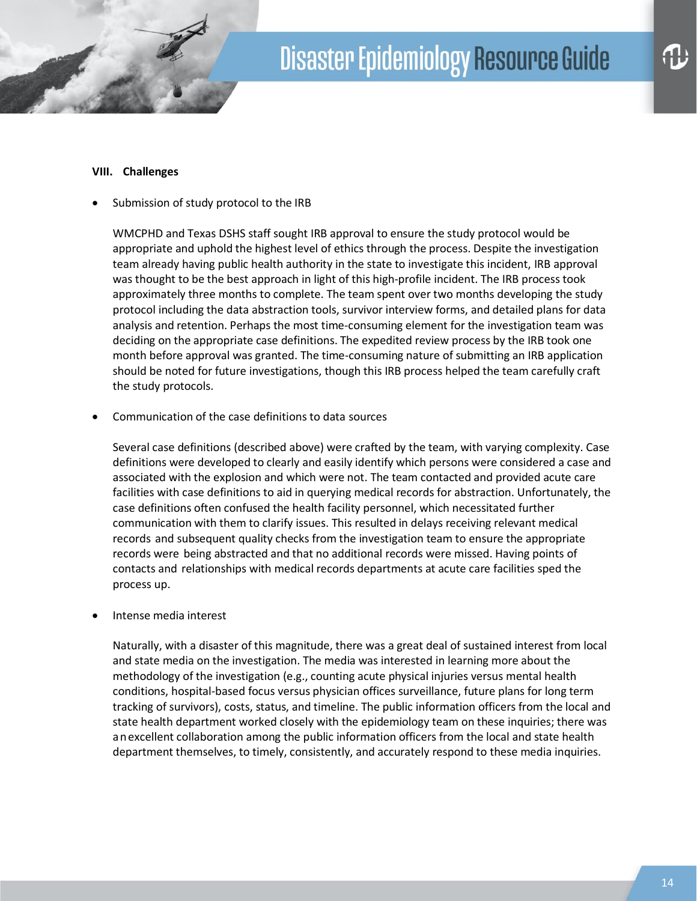## VIII. Challenges

- Submission of study protocol to the IRB

  WMCPHD and Texas DSHS staff sought IRB approval to ensure the study protocol would be appropriate and uphold the highest level of ethics through the process. Despite the investigation team already having public health authority in the state to investigate this incident, IRB approval was thought to be the best approach in light of this high-profile incident. The IRB process took approximately three months to complete. The team spent over two months developing the study protocol including the data abstraction tools, survivor interview forms, and detailed plans for data analysis and retention. Perhaps the most time-consuming element for the investigation team was deciding on the appropriate case definitions. The expedited review process by the IRB took one month before approval was granted. The time-consuming nature of submitting an IRB application should be noted for future investigations, though this IRB process helped the team carefully craft the study protocols.

- Communication of the case definitions to data sources

  Several case definitions (described above) were crafted by the team, with varying complexity. Case definitions were developed to clearly and easily identify which persons were considered a case and associated with the explosion and which were not. The team contacted and provided acute care facilities with case definitions to aid in querying medical records for abstraction. Unfortunately, the case definitions often confused the health facility personnel, which necessitated further communication with them to clarify issues. This resulted in delays receiving relevant medical records and subsequent quality checks from the investigation team to ensure the appropriate records were being abstracted and that no additional records were missed. Having points of contacts and relationships with medical records departments at acute care facilities sped the process up.

- Intense media interest

  Naturally, with a disaster of this magnitude, there was a great deal of sustained interest from local and state media on the investigation. The media was interested in learning more about the methodology of the investigation (e.g., counting acute physical injuries versus mental health conditions, hospital-based focus versus physician offices surveillance, future plans for long term tracking of survivors), costs, status, and timeline. The public information officers from the local and state health department worked closely with the epidemiology team on these inquiries; there was an excellent collaboration among the public information officers from the local and state health department themselves, to timely, consistently, and accurately respond to these media inquiries.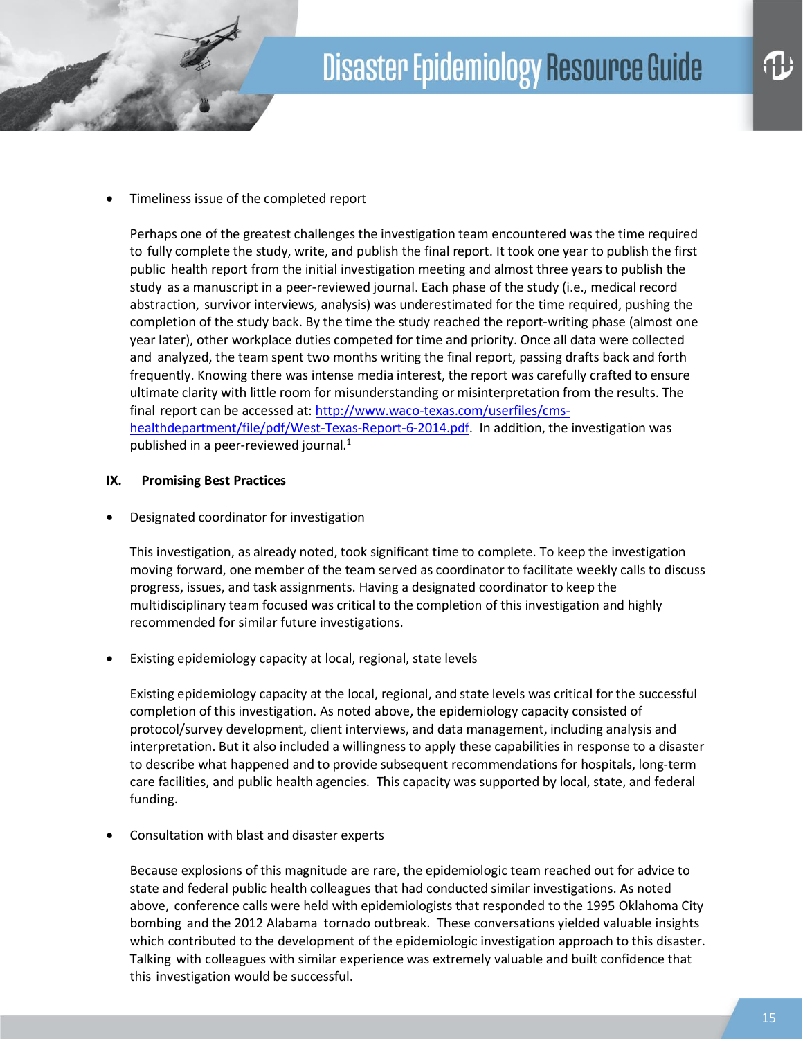- Timeliness issue of the completed report

  Perhaps one of the greatest challenges the investigation team encountered was the time required to fully complete the study, write, and publish the final report. It took one year to publish the first public health report from the initial investigation meeting and almost three years to publish the study as a manuscript in a peer-reviewed journal. Each phase of the study (i.e., medical record abstraction, survivor interviews, analysis) was underestimated for the time required, pushing the completion of the study back. By the time the study reached the report-writing phase (almost one year later), other workplace duties competed for time and priority. Once all data were collected and analyzed, the team spent two months writing the final report, passing drafts back and forth frequently. Knowing there was intense media interest, the report was carefully crafted to ensure ultimate clarity with little room for misunderstanding or misinterpretation from the results. The final report can be accessed at: [http://www.waco-texas.com/userfiles/cms-healthdepartment/file/pdf/West-Texas-Report-6-2014.pdf](http://www.waco-texas.com/userfiles/cms-healthdepartment/file/pdf/West-Texas-Report-6-2014.pdf). In addition, the investigation was published in a peer-reviewed journal.[1]

## IX. Promising Best Practices

- Designated coordinator for investigation

  This investigation, as already noted, took significant time to complete. To keep the investigation moving forward, one member of the team served as coordinator to facilitate weekly calls to discuss progress, issues, and task assignments. Having a designated coordinator to keep the multidisciplinary team focused was critical to the completion of this investigation and highly recommended for similar future investigations.

- Existing epidemiology capacity at local, regional, state levels

  Existing epidemiology capacity at the local, regional, and state levels was critical for the successful completion of this investigation. As noted above, the epidemiology capacity consisted of protocol/survey development, client interviews, and data management, including analysis and interpretation. But it also included a willingness to apply these capabilities in response to a disaster to describe what happened and to provide subsequent recommendations for hospitals, long-term care facilities, and public health agencies. This capacity was supported by local, state, and federal funding.

- Consultation with blast and disaster experts

  Because explosions of this magnitude are rare, the epidemiologic team reached out for advice to state and federal public health colleagues that had conducted similar investigations. As noted above, conference calls were held with epidemiologists that responded to the 1995 Oklahoma City bombing and the 2012 Alabama tornado outbreak. These conversations yielded valuable insights which contributed to the development of the epidemiologic investigation approach to this disaster. Talking with colleagues with similar experience was extremely valuable and built confidence that this investigation would be successful.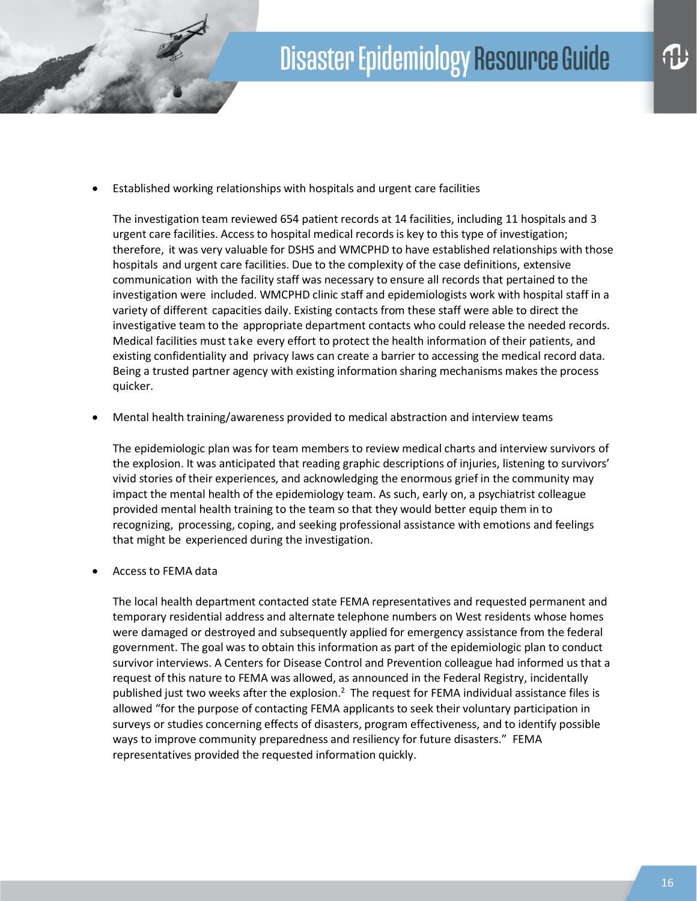- Established working relationships with hospitals and urgent care facilities

  The investigation team reviewed 654 patient records at 14 facilities, including 11 hospitals and 3 urgent care facilities. Access to hospital medical records is key to this type of investigation; therefore, it was very valuable for DSHS and WMCPHD to have established relationships with those hospitals and urgent care facilities. Due to the complexity of the case definitions, extensive communication with the facility staff was necessary to ensure all records that pertained to the investigation were included. WMCPHD clinic staff and epidemiologists work with hospital staff in a variety of different capacities daily. Existing contacts from these staff were able to direct the investigative team to the appropriate department contacts who could release the needed records. Medical facilities must take every effort to protect the health information of their patients, and existing confidentiality and privacy laws can create a barrier to accessing the medical record data. Being a trusted partner agency with existing information sharing mechanisms makes the process quicker.

- Mental health training/awareness provided to medical abstraction and interview teams

  The epidemiologic plan was for team members to review medical charts and interview survivors of the explosion. It was anticipated that reading graphic descriptions of injuries, listening to survivors' vivid stories of their experiences, and acknowledging the enormous grief in the community may impact the mental health of the epidemiology team. As such, early on, a psychiatrist colleague provided mental health training to the team so that they would better equip them in to recognizing, processing, coping, and seeking professional assistance with emotions and feelings that might be experienced during the investigation.

- Access to FEMA data

  The local health department contacted state FEMA representatives and requested permanent and temporary residential address and alternate telephone numbers on West residents whose homes were damaged or destroyed and subsequently applied for emergency assistance from the federal government. The goal was to obtain this information as part of the epidemiologic plan to conduct survivor interviews. A Centers for Disease Control and Prevention colleague had informed us that a request of this nature to FEMA was allowed, as announced in the Federal Registry, incidentally published just two weeks after the explosion.[2] The request for FEMA individual assistance files is allowed "for the purpose of contacting FEMA applicants to seek their voluntary participation in surveys or studies concerning effects of disasters, program effectiveness, and to identify possible ways to improve community preparedness and resiliency for future disasters." FEMA representatives provided the requested information quickly.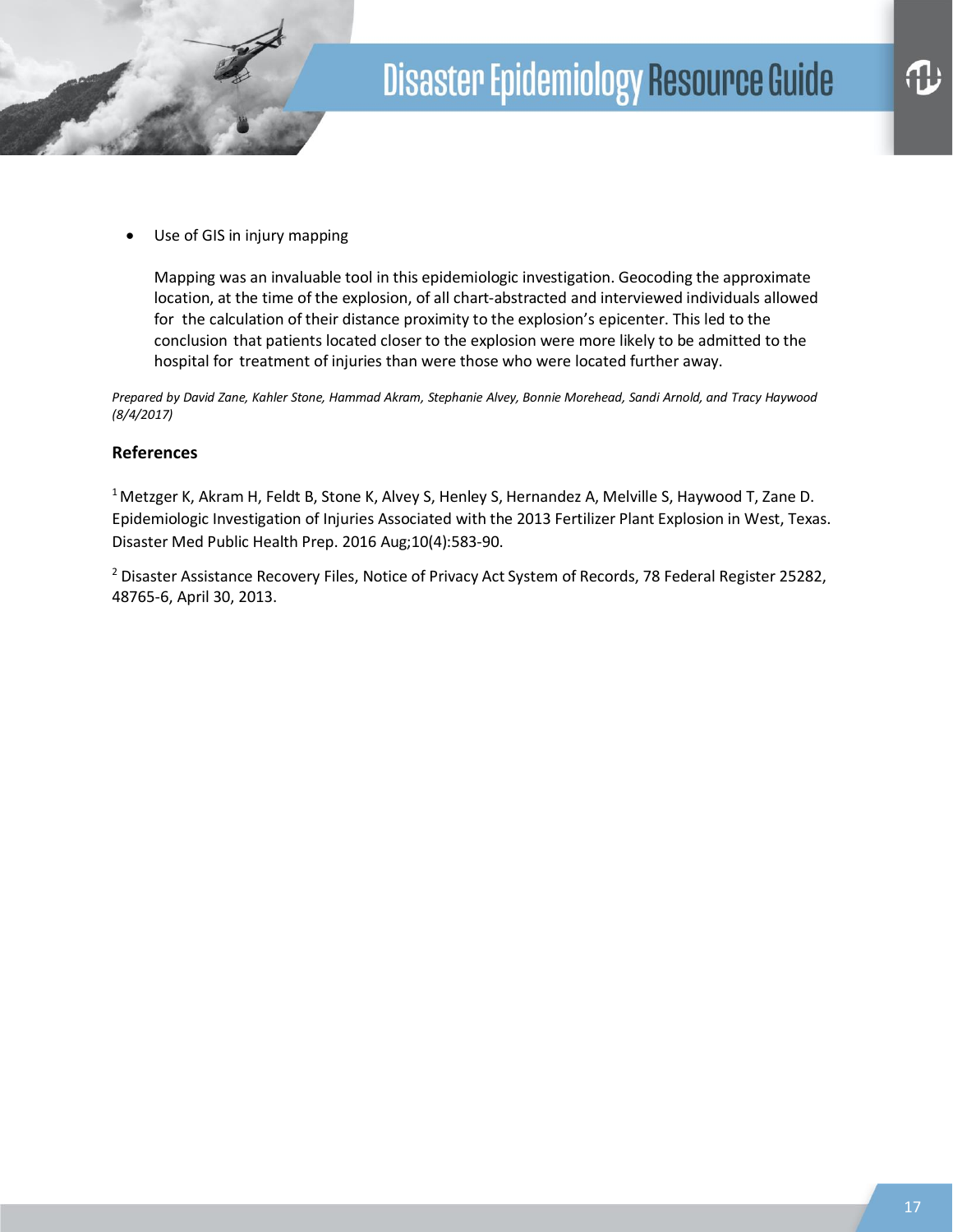- Use of GIS in injury mapping

  Mapping was an invaluable tool in this epidemiologic investigation. Geocoding the approximate location, at the time of the explosion, of all chart-abstracted and interviewed individuals allowed for the calculation of their distance proximity to the explosion's epicenter. This led to the conclusion that patients located closer to the explosion were more likely to be admitted to the hospital for treatment of injuries than were those who were located further away.

*Prepared by David Zane, Kahler Stone, Hammad Akram, Stephanie Alvey, Bonnie Morehead, Sandi Arnold, and Tracy Haywood (8/4/2017)*

### References

[1] Metzger K, Akram H, Feldt B, Stone K, Alvey S, Henley S, Hernandez A, Melville S, Haywood T, Zane D. Epidemiologic Investigation of Injuries Associated with the 2013 Fertilizer Plant Explosion in West, Texas. Disaster Med Public Health Prep. 2016 Aug;10(4):583-90.

[2] Disaster Assistance Recovery Files, Notice of Privacy Act System of Records, 78 Federal Register 25282, 48765-6, April 30, 2013.